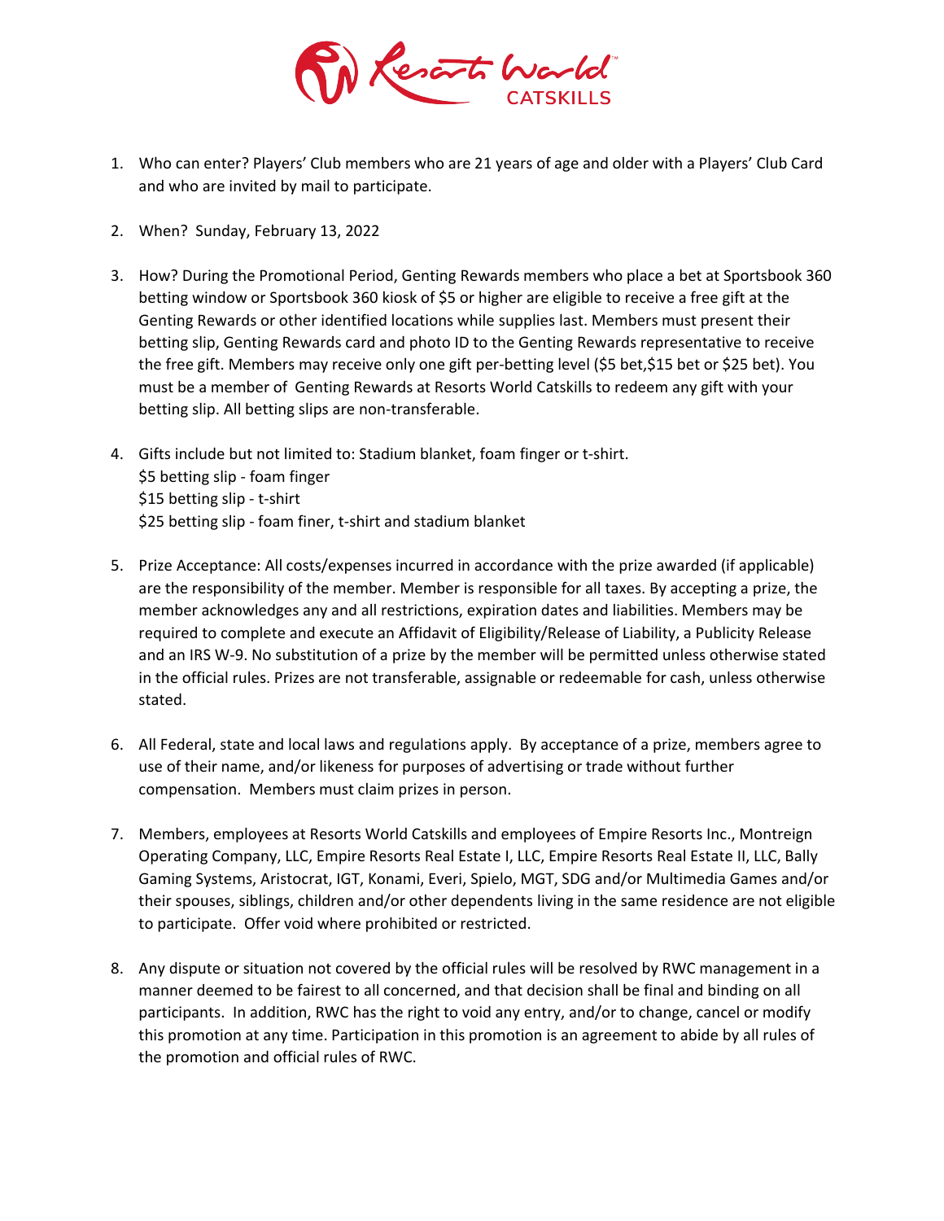1. Who can enter? Players' Club members who are 21 years of age and older with a Players' Club Card and who are invited by mail to participate.

2. When? Sunday, February 13, 2022

3. How? During the Promotional Period, Genting Rewards members who place a bet at Sportsbook 360 betting window or Sportsbook 360 kiosk of $5 or higher are eligible to receive a free gift at the Genting Rewards or other identified locations while supplies last. Members must present their betting slip, Genting Rewards card and photo ID to the Genting Rewards representative to receive the free gift. Members may receive only one gift per-betting level ($5 bet,$15 bet or $25 bet). You must be a member of Genting Rewards at Resorts World Catskills to redeem any gift with your betting slip. All betting slips are non-transferable.

4. Gifts include but not limited to: Stadium blanket, foam finger or t-shirt.
   $5 betting slip - foam finger
   $15 betting slip - t-shirt
   $25 betting slip - foam finer, t-shirt and stadium blanket

5. Prize Acceptance: All costs/expenses incurred in accordance with the prize awarded (if applicable) are the responsibility of the member. Member is responsible for all taxes. By accepting a prize, the member acknowledges any and all restrictions, expiration dates and liabilities. Members may be required to complete and execute an Affidavit of Eligibility/Release of Liability, a Publicity Release and an IRS W-9. No substitution of a prize by the member will be permitted unless otherwise stated in the official rules. Prizes are not transferable, assignable or redeemable for cash, unless otherwise stated.

6. All Federal, state and local laws and regulations apply. By acceptance of a prize, members agree to use of their name, and/or likeness for purposes of advertising or trade without further compensation. Members must claim prizes in person.

7. Members, employees at Resorts World Catskills and employees of Empire Resorts Inc., Montreign Operating Company, LLC, Empire Resorts Real Estate I, LLC, Empire Resorts Real Estate II, LLC, Bally Gaming Systems, Aristocrat, IGT, Konami, Everi, Spielo, MGT, SDG and/or Multimedia Games and/or their spouses, siblings, children and/or other dependents living in the same residence are not eligible to participate. Offer void where prohibited or restricted.

8. Any dispute or situation not covered by the official rules will be resolved by RWC management in a manner deemed to be fairest to all concerned, and that decision shall be final and binding on all participants. In addition, RWC has the right to void any entry, and/or to change, cancel or modify this promotion at any time. Participation in this promotion is an agreement to abide by all rules of the promotion and official rules of RWC.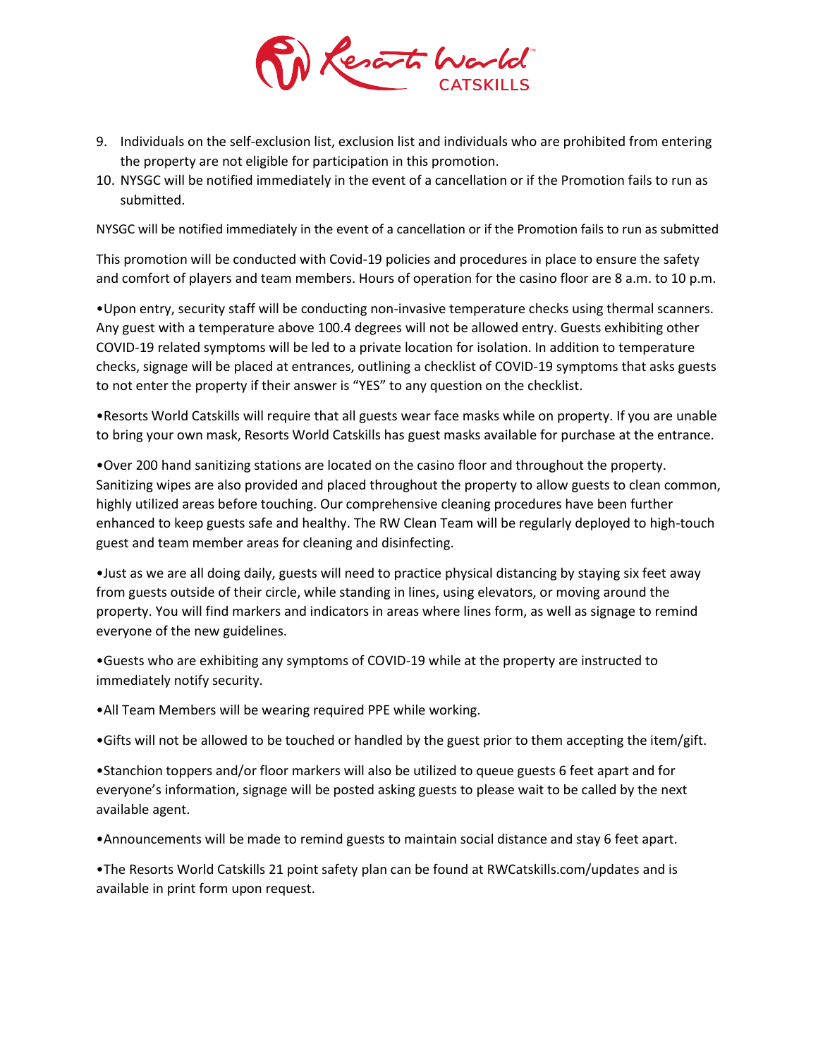9. Individuals on the self-exclusion list, exclusion list and individuals who are prohibited from entering the property are not eligible for participation in this promotion.
10. NYSGC will be notified immediately in the event of a cancellation or if the Promotion fails to run as submitted.

NYSGC will be notified immediately in the event of a cancellation or if the Promotion fails to run as submitted

This promotion will be conducted with Covid-19 policies and procedures in place to ensure the safety and comfort of players and team members. Hours of operation for the casino floor are 8 a.m. to 10 p.m.

•Upon entry, security staff will be conducting non-invasive temperature checks using thermal scanners. Any guest with a temperature above 100.4 degrees will not be allowed entry. Guests exhibiting other COVID-19 related symptoms will be led to a private location for isolation. In addition to temperature checks, signage will be placed at entrances, outlining a checklist of COVID-19 symptoms that asks guests to not enter the property if their answer is "YES" to any question on the checklist.

•Resorts World Catskills will require that all guests wear face masks while on property. If you are unable to bring your own mask, Resorts World Catskills has guest masks available for purchase at the entrance.

•Over 200 hand sanitizing stations are located on the casino floor and throughout the property. Sanitizing wipes are also provided and placed throughout the property to allow guests to clean common, highly utilized areas before touching. Our comprehensive cleaning procedures have been further enhanced to keep guests safe and healthy. The RW Clean Team will be regularly deployed to high-touch guest and team member areas for cleaning and disinfecting.

•Just as we are all doing daily, guests will need to practice physical distancing by staying six feet away from guests outside of their circle, while standing in lines, using elevators, or moving around the property. You will find markers and indicators in areas where lines form, as well as signage to remind everyone of the new guidelines.

•Guests who are exhibiting any symptoms of COVID-19 while at the property are instructed to immediately notify security.

•All Team Members will be wearing required PPE while working.

•Gifts will not be allowed to be touched or handled by the guest prior to them accepting the item/gift.

•Stanchion toppers and/or floor markers will also be utilized to queue guests 6 feet apart and for everyone's information, signage will be posted asking guests to please wait to be called by the next available agent.

•Announcements will be made to remind guests to maintain social distance and stay 6 feet apart.

•The Resorts World Catskills 21 point safety plan can be found at RWCatskills.com/updates and is available in print form upon request.